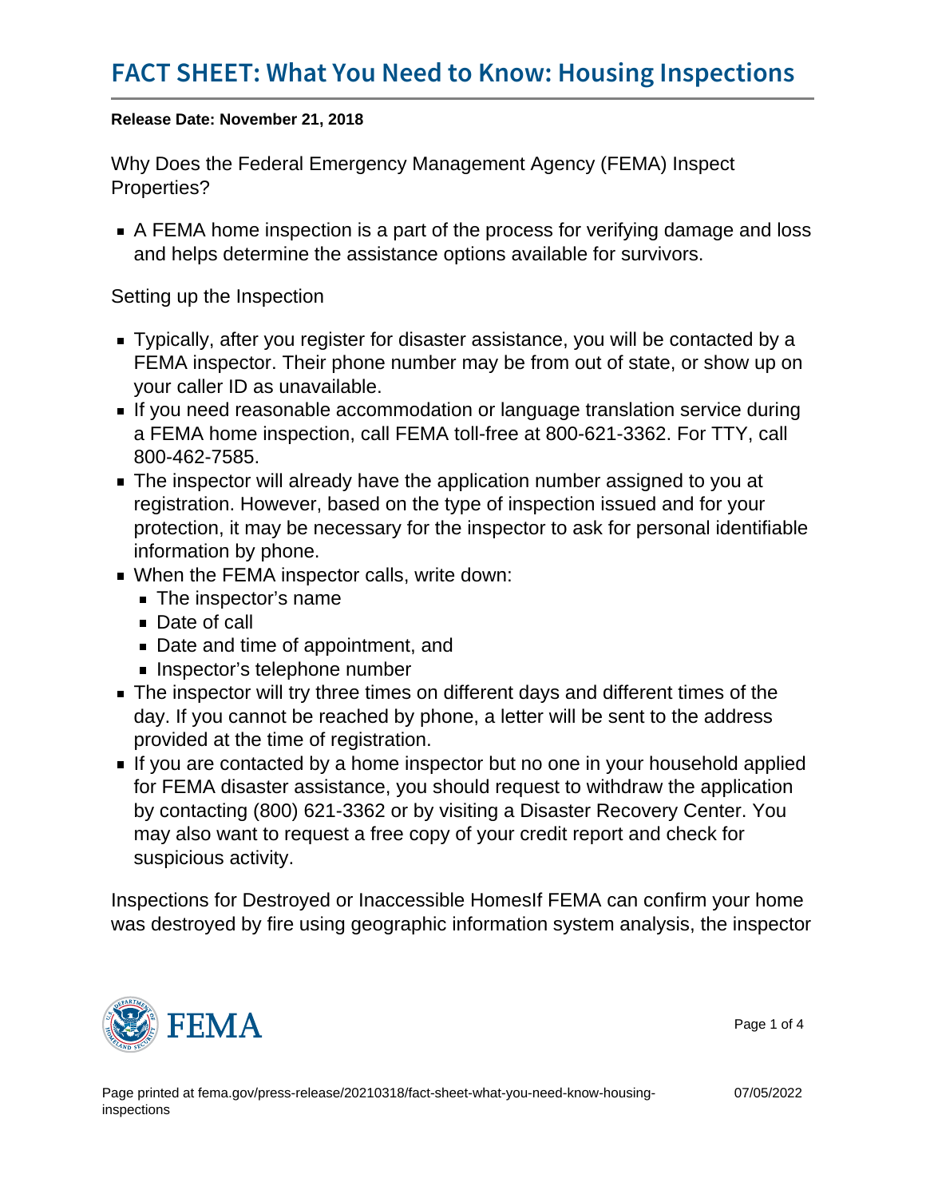# FACT SHEET: What You Need to Know: Housing Inspections

**Release Date: November 21, 2018**

Why Does the Federal Emergency Management Agency (FEMA) Inspect Properties?

- A FEMA home inspection is a part of the process for verifying damage and loss and helps determine the assistance options available for survivors.

Setting up the Inspection

- Typically, after you register for disaster assistance, you will be contacted by a FEMA inspector. Their phone number may be from out of state, or show up on your caller ID as unavailable.
- If you need reasonable accommodation or language translation service during a FEMA home inspection, call FEMA toll-free at 800-621-3362. For TTY, call 800-462-7585.
- The inspector will already have the application number assigned to you at registration. However, based on the type of inspection issued and for your protection, it may be necessary for the inspector to ask for personal identifiable information by phone.
- When the FEMA inspector calls, write down:
  - The inspector's name
  - Date of call
  - Date and time of appointment, and
  - Inspector's telephone number
- The inspector will try three times on different days and different times of the day. If you cannot be reached by phone, a letter will be sent to the address provided at the time of registration.
- If you are contacted by a home inspector but no one in your household applied for FEMA disaster assistance, you should request to withdraw the application by contacting (800) 621-3362 or by visiting a Disaster Recovery Center. You may also want to request a free copy of your credit report and check for suspicious activity.

Inspections for Destroyed or Inaccessible HomesIf FEMA can confirm your home was destroyed by fire using geographic information system analysis, the inspector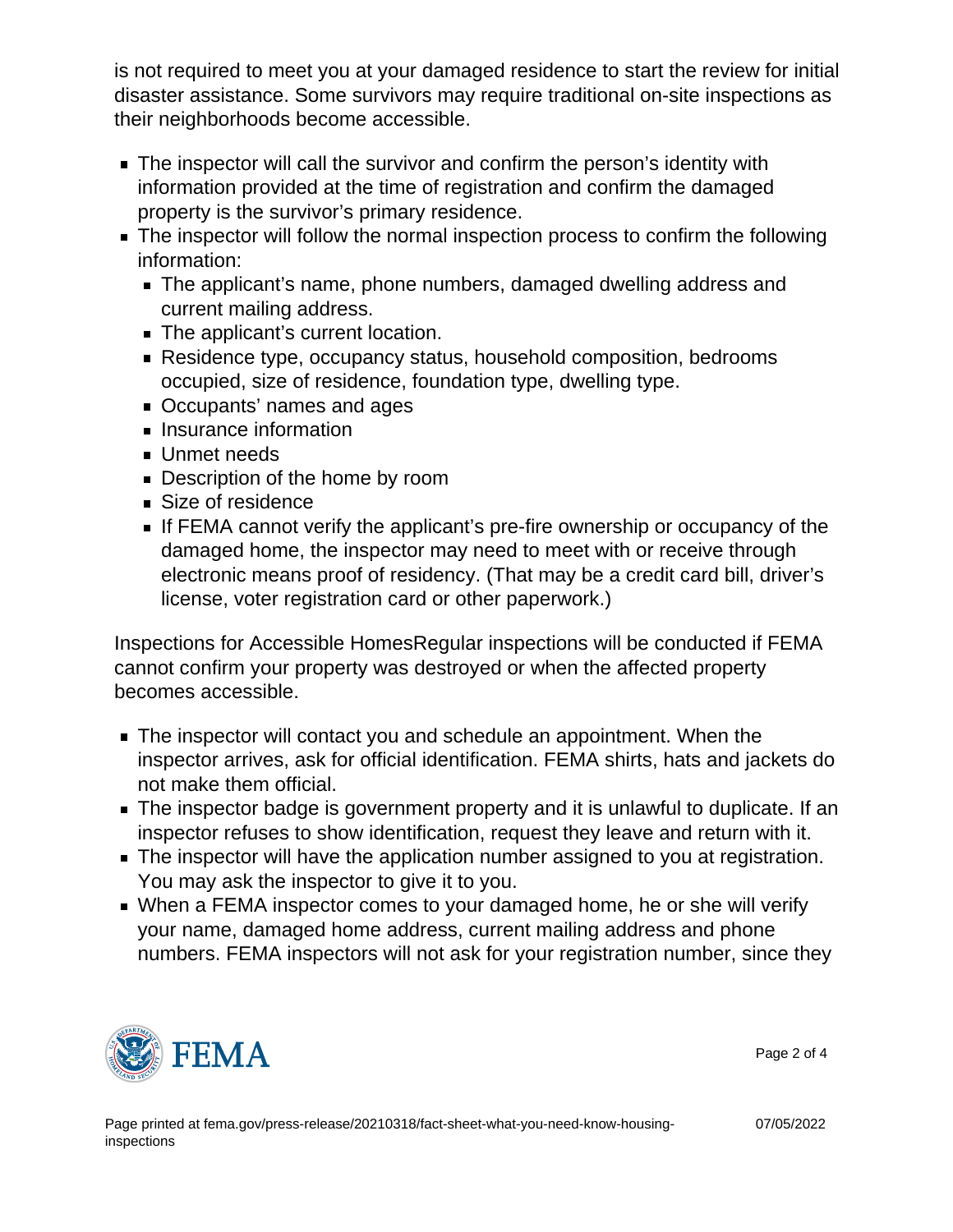is not required to meet you at your damaged residence to start the review for initial disaster assistance. Some survivors may require traditional on-site inspections as their neighborhoods become accessible.

- The inspector will call the survivor and confirm the person's identity with information provided at the time of registration and confirm the damaged property is the survivor's primary residence.
- The inspector will follow the normal inspection process to confirm the following information:
  - The applicant's name, phone numbers, damaged dwelling address and current mailing address.
  - The applicant's current location.
  - Residence type, occupancy status, household composition, bedrooms occupied, size of residence, foundation type, dwelling type.
  - Occupants' names and ages
  - Insurance information
  - Unmet needs
  - Description of the home by room
  - Size of residence
  - If FEMA cannot verify the applicant's pre-fire ownership or occupancy of the damaged home, the inspector may need to meet with or receive through electronic means proof of residency. (That may be a credit card bill, driver's license, voter registration card or other paperwork.)

Inspections for Accessible HomesRegular inspections will be conducted if FEMA cannot confirm your property was destroyed or when the affected property becomes accessible.

- The inspector will contact you and schedule an appointment. When the inspector arrives, ask for official identification. FEMA shirts, hats and jackets do not make them official.
- The inspector badge is government property and it is unlawful to duplicate. If an inspector refuses to show identification, request they leave and return with it.
- The inspector will have the application number assigned to you at registration. You may ask the inspector to give it to you.
- When a FEMA inspector comes to your damaged home, he or she will verify your name, damaged home address, current mailing address and phone numbers. FEMA inspectors will not ask for your registration number, since they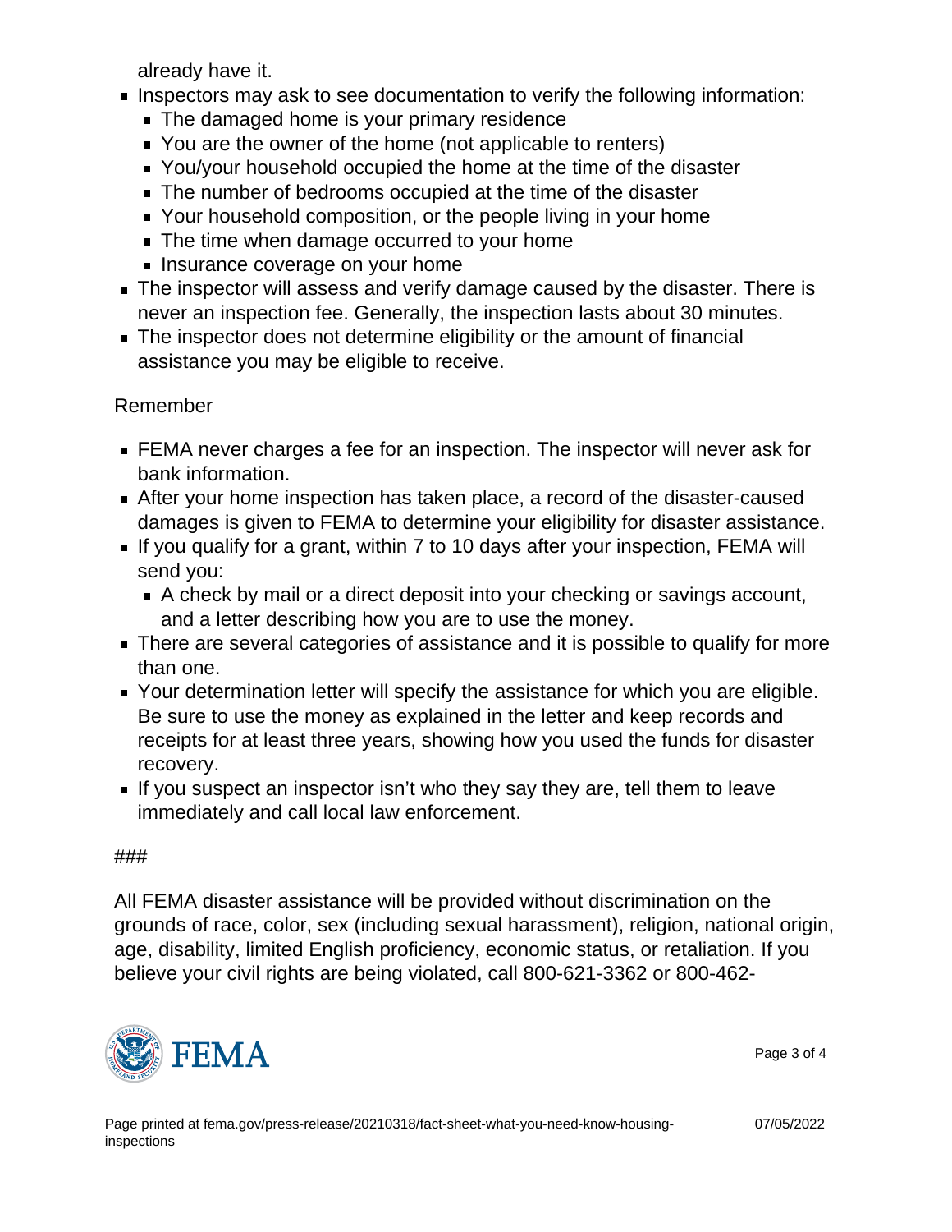already have it.

- Inspectors may ask to see documentation to verify the following information:
  - The damaged home is your primary residence
  - You are the owner of the home (not applicable to renters)
  - You/your household occupied the home at the time of the disaster
  - The number of bedrooms occupied at the time of the disaster
  - Your household composition, or the people living in your home
  - The time when damage occurred to your home
  - Insurance coverage on your home
- The inspector will assess and verify damage caused by the disaster. There is never an inspection fee. Generally, the inspection lasts about 30 minutes.
- The inspector does not determine eligibility or the amount of financial assistance you may be eligible to receive.

Remember

- FEMA never charges a fee for an inspection. The inspector will never ask for bank information.
- After your home inspection has taken place, a record of the disaster-caused damages is given to FEMA to determine your eligibility for disaster assistance.
- If you qualify for a grant, within 7 to 10 days after your inspection, FEMA will send you:
  - A check by mail or a direct deposit into your checking or savings account, and a letter describing how you are to use the money.
- There are several categories of assistance and it is possible to qualify for more than one.
- Your determination letter will specify the assistance for which you are eligible. Be sure to use the money as explained in the letter and keep records and receipts for at least three years, showing how you used the funds for disaster recovery.
- If you suspect an inspector isn't who they say they are, tell them to leave immediately and call local law enforcement.

###

All FEMA disaster assistance will be provided without discrimination on the grounds of race, color, sex (including sexual harassment), religion, national origin, age, disability, limited English proficiency, economic status, or retaliation. If you believe your civil rights are being violated, call 800-621-3362 or 800-462-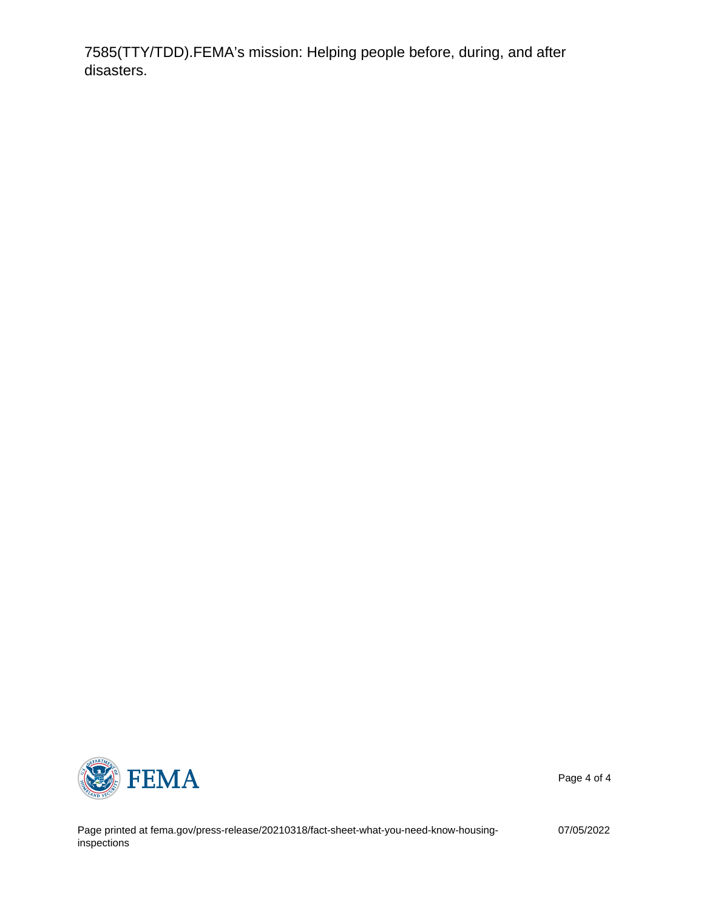7585(TTY/TDD).FEMA's mission: Helping people before, during, and after disasters.